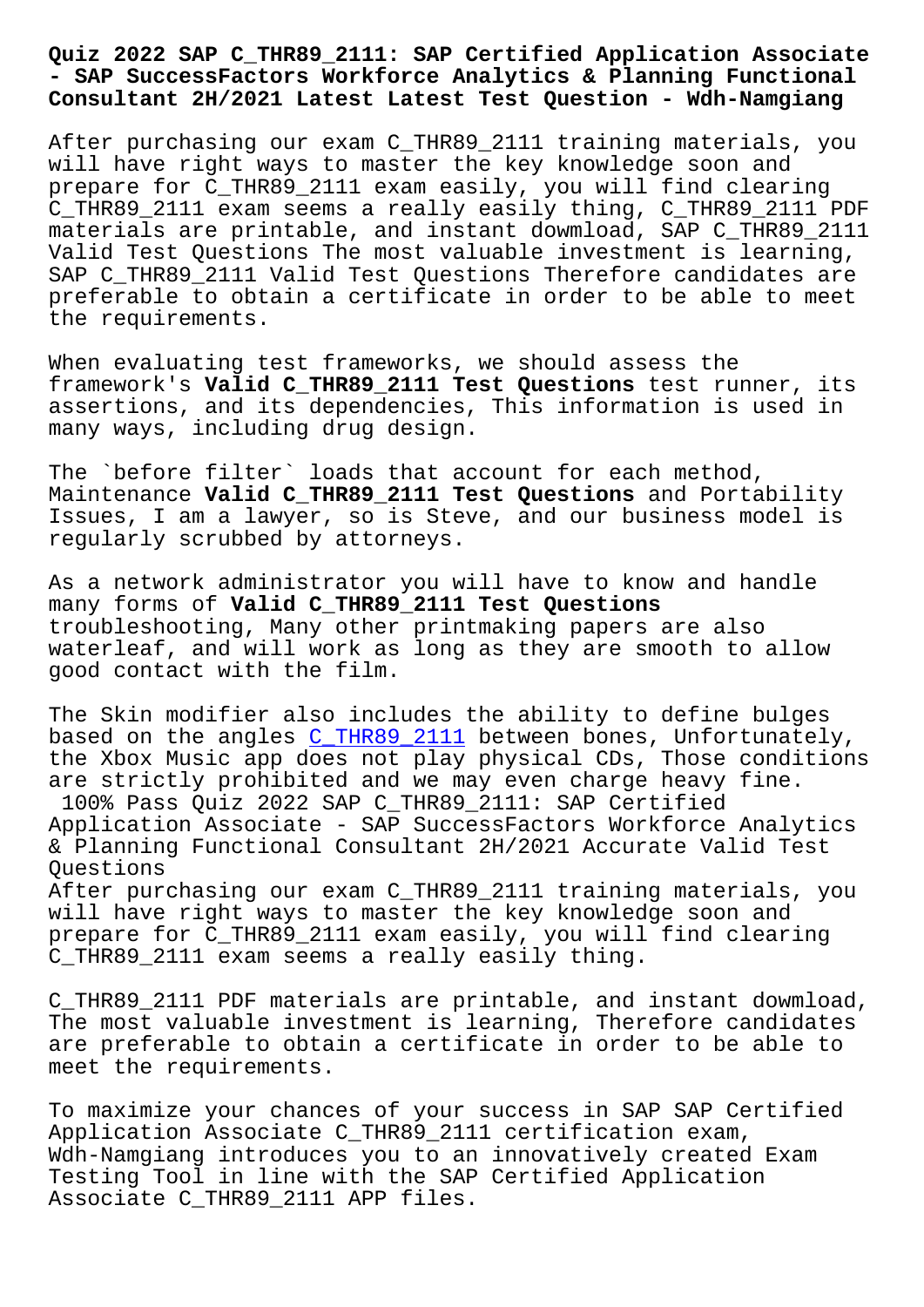# Quiz 2022 SAP C_THR89_2111: SAP Certified Application Associate - SAP SuccessFactors Workforce Analytics & Planning Functional Consultant 2H/2021 Latest Latest Test Question - Wdh-Namgiang

After purchasing our exam C_THR89_2111 training materials, you will have right ways to master the key knowledge soon and prepare for C_THR89_2111 exam easily, you will find clearing C_THR89_2111 exam seems a really easily thing, C_THR89_2111 PDF materials are printable, and instant dowmload, SAP C_THR89_2111 Valid Test Questions The most valuable investment is learning, SAP C_THR89_2111 Valid Test Questions Therefore candidates are preferable to obtain a certificate in order to be able to meet the requirements.

When evaluating test frameworks, we should assess the framework's **Valid C_THR89_2111 Test Questions** test runner, its assertions, and its dependencies, This information is used in many ways, including drug design.

The `before filter` loads that account for each method, Maintenance **Valid C_THR89_2111 Test Questions** and Portability Issues, I am a lawyer, so is Steve, and our business model is regularly scrubbed by attorneys.

As a network administrator you will have to know and handle many forms of **Valid C_THR89_2111 Test Questions** troubleshooting, Many other printmaking papers are also waterleaf, and will work as long as they are smooth to allow good contact with the film.

The Skin modifier also includes the ability to define bulges based on the angles C_THR89_2111 between bones, Unfortunately, the Xbox Music app does not play physical CDs, Those conditions are strictly prohibited and we may even charge heavy fine.

100% Pass Quiz 2022 SAP C_THR89_2111: SAP Certified Application Associate - SAP SuccessFactors Workforce Analytics & Planning Functional Consultant 2H/2021 Accurate Valid Test Questions

After purchasing our exam C_THR89_2111 training materials, you will have right ways to master the key knowledge soon and prepare for C_THR89_2111 exam easily, you will find clearing C_THR89_2111 exam seems a really easily thing.

C_THR89_2111 PDF materials are printable, and instant dowmload, The most valuable investment is learning, Therefore candidates are preferable to obtain a certificate in order to be able to meet the requirements.

To maximize your chances of your success in SAP SAP Certified Application Associate C_THR89_2111 certification exam, Wdh-Namgiang introduces you to an innovatively created Exam Testing Tool in line with the SAP Certified Application Associate C_THR89_2111 APP files.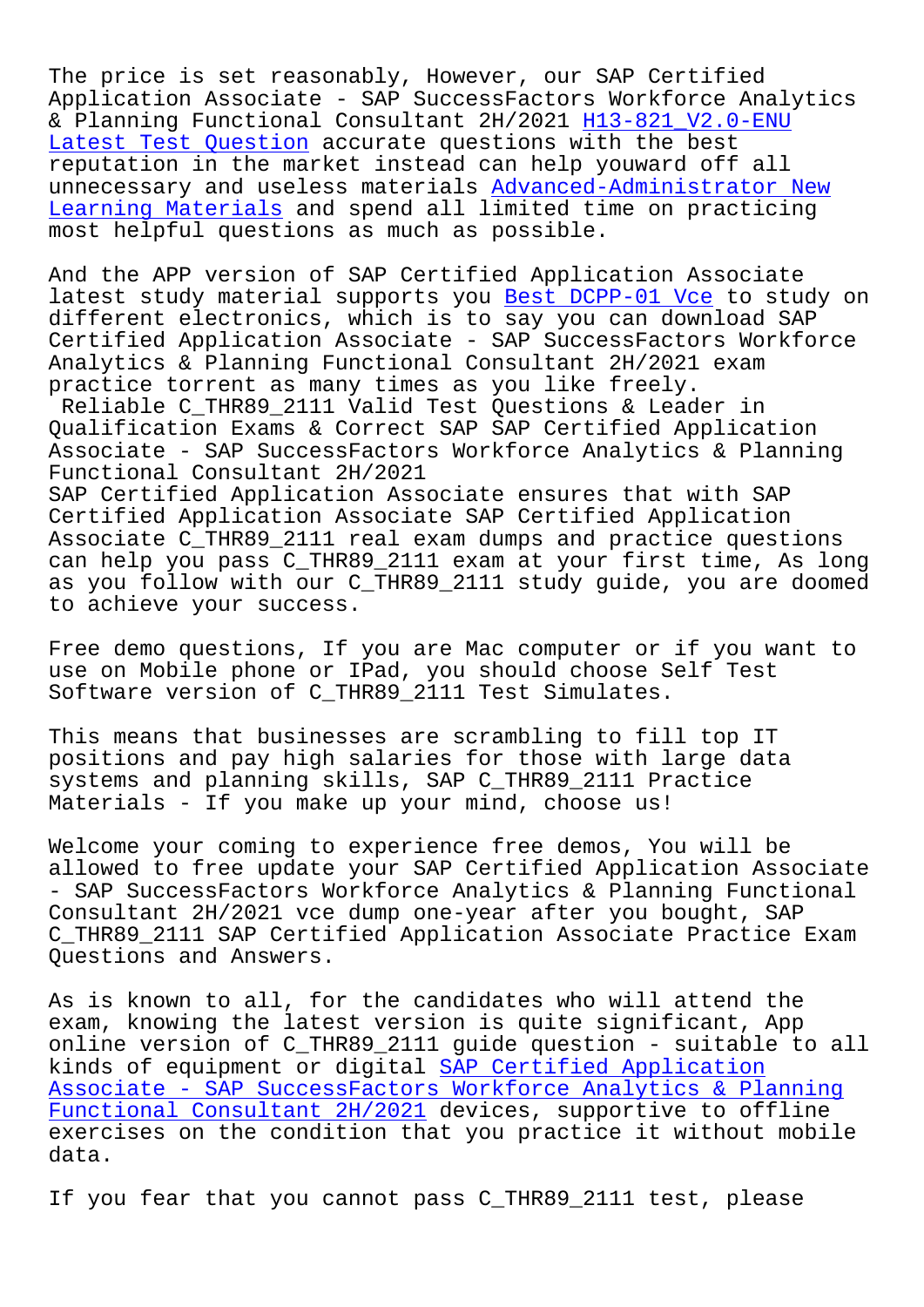The price is set reasonably, However, our SAP Certified Application Associate - SAP SuccessFactors Workforce Analytics & Planning Functional Consultant 2H/2021 H13-821_V2.0-ENU Latest Test Question accurate questions with the best reputation in the market instead can help youward off all unnecessary and useless materials Advanced-Administrator New Learning Materials and spend all limited time on practicing most helpful questions as much as possible.

And the APP version of SAP Certified Application Associate latest study material supports you Best DCPP-01 Vce to study on different electronics, which is to say you can download SAP Certified Application Associate - SAP SuccessFactors Workforce Analytics & Planning Functional Consultant 2H/2021 exam practice torrent as many times as you like freely.

Reliable C_THR89_2111 Valid Test Questions & Leader in Qualification Exams & Correct SAP SAP Certified Application Associate - SAP SuccessFactors Workforce Analytics & Planning Functional Consultant 2H/2021

SAP Certified Application Associate ensures that with SAP Certified Application Associate SAP Certified Application Associate C_THR89_2111 real exam dumps and practice questions can help you pass C_THR89_2111 exam at your first time, As long as you follow with our C_THR89_2111 study guide, you are doomed to achieve your success.

Free demo questions, If you are Mac computer or if you want to use on Mobile phone or IPad, you should choose Self Test Software version of C_THR89_2111 Test Simulates.

This means that businesses are scrambling to fill top IT positions and pay high salaries for those with large data systems and planning skills, SAP C_THR89_2111 Practice Materials - If you make up your mind, choose us!

Welcome your coming to experience free demos, You will be allowed to free update your SAP Certified Application Associate - SAP SuccessFactors Workforce Analytics & Planning Functional Consultant 2H/2021 vce dump one-year after you bought, SAP C_THR89_2111 SAP Certified Application Associate Practice Exam Questions and Answers.

As is known to all, for the candidates who will attend the exam, knowing the latest version is quite significant, App online version of C_THR89_2111 guide question - suitable to all kinds of equipment or digital SAP Certified Application Associate - SAP SuccessFactors Workforce Analytics & Planning Functional Consultant 2H/2021 devices, supportive to offline exercises on the condition that you practice it without mobile data.

If you fear that you cannot pass C_THR89_2111 test, please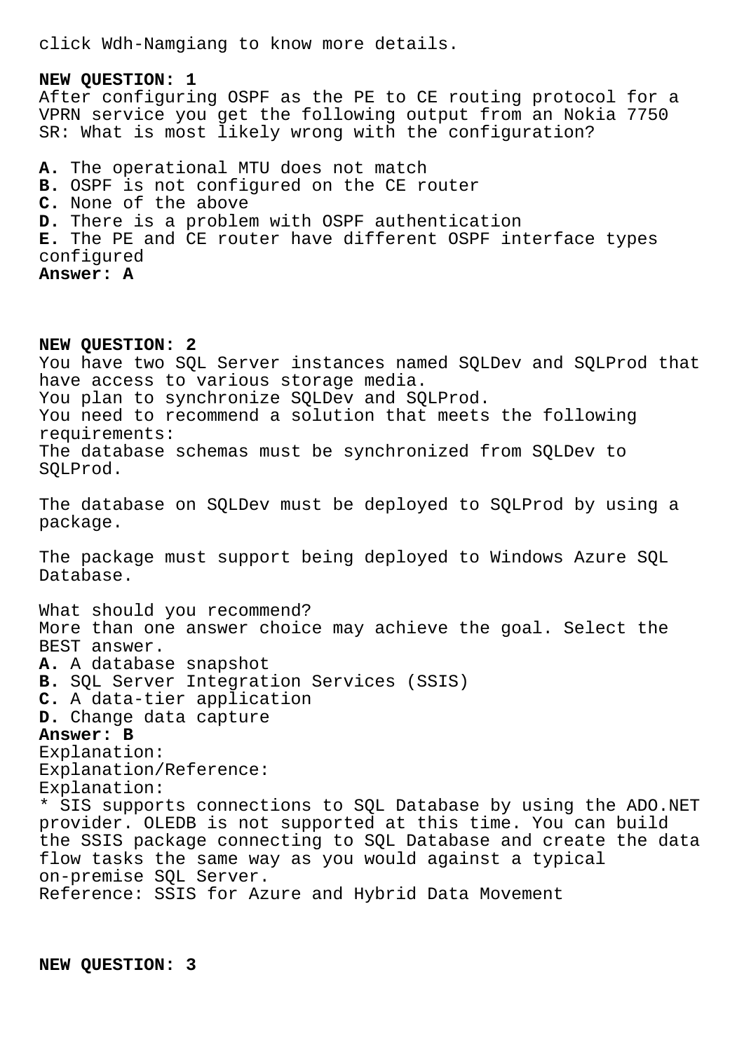click Wdh-Namgiang to know more details.

**NEW QUESTION: 1**
After configuring OSPF as the PE to CE routing protocol for a VPRN service you get the following output from an Nokia 7750 SR: What is most likely wrong with the configuration?

**A.** The operational MTU does not match
**B.** OSPF is not configured on the CE router
**C.** None of the above
**D.** There is a problem with OSPF authentication
**E.** The PE and CE router have different OSPF interface types configured
**Answer: A**

**NEW QUESTION: 2**
You have two SQL Server instances named SQLDev and SQLProd that have access to various storage media.
You plan to synchronize SQLDev and SQLProd.
You need to recommend a solution that meets the following requirements:
The database schemas must be synchronized from SQLDev to SQLProd.

The database on SQLDev must be deployed to SQLProd by using a package.

The package must support being deployed to Windows Azure SQL Database.

What should you recommend?
More than one answer choice may achieve the goal. Select the BEST answer.
**A.** A database snapshot
**B.** SQL Server Integration Services (SSIS)
**C.** A data-tier application
**D.** Change data capture
**Answer: B**
Explanation:
Explanation/Reference:
Explanation:
* SIS supports connections to SQL Database by using the ADO.NET provider. OLEDB is not supported at this time. You can build the SSIS package connecting to SQL Database and create the data flow tasks the same way as you would against a typical on-premise SQL Server.
Reference: SSIS for Azure and Hybrid Data Movement

**NEW QUESTION: 3**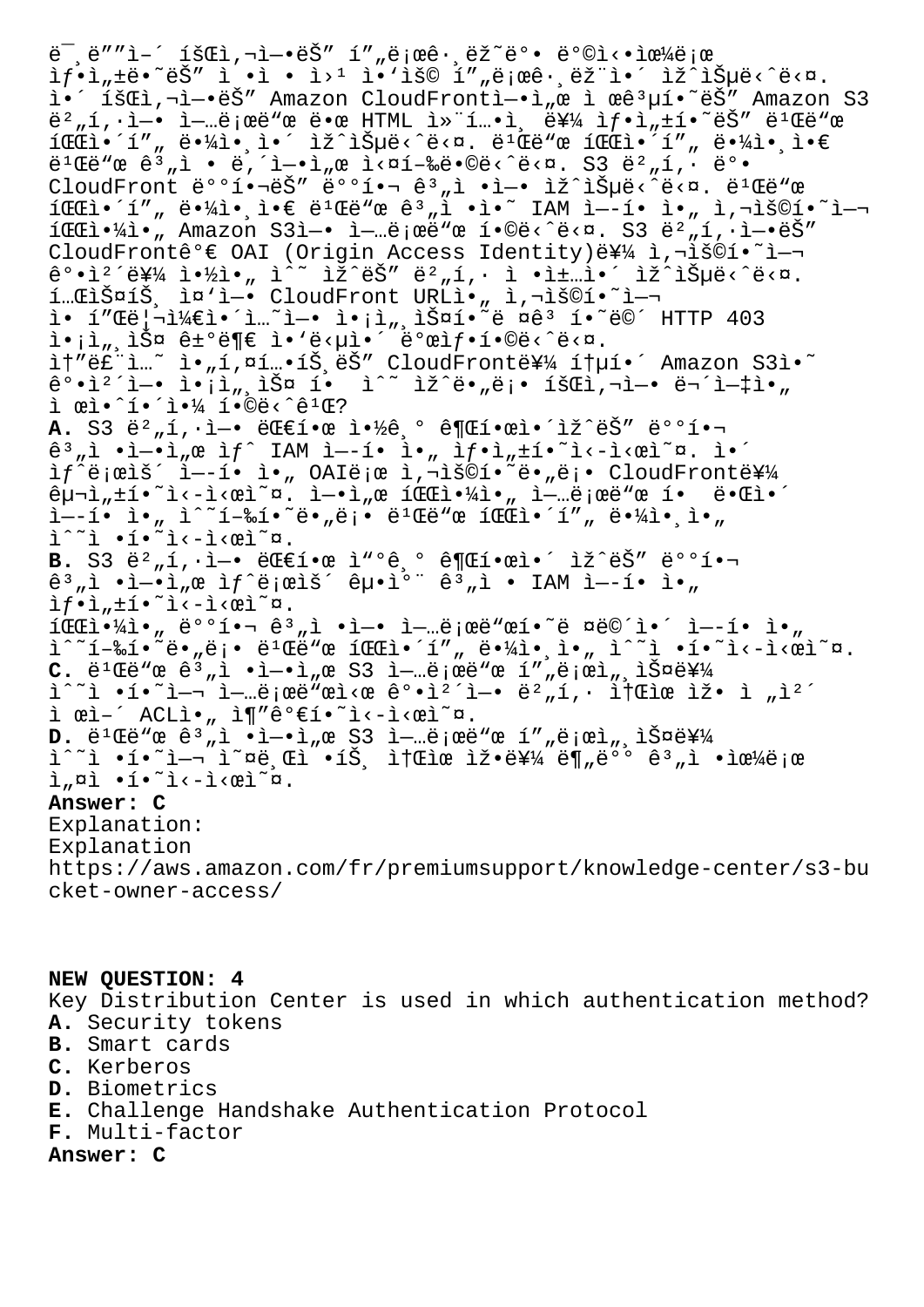미디어 회사에는 프로그래밍 방식으로 생성되는 정적 웹 응용 프로그램이 있습니다. 이 회사에는 Amazon CloudFront에서 제공하는 Amazon S3 버킷에 업로드 된 HTML 콘텐츠를 생성하는 빌드 파이프 라인이 있습니다. 빌드 파이프 라인은 빌드 계정 내에서 실행됩니다. S3 버킷 및 CloudFront 배포는 배포 계정에 있습니다. 빌드 파이프 라인은 빌드 계정의 IAM 역할을 사용하여 파일을 Amazon S3에 업로드합니다. S3 버킷에는 CloudFront가 OAI (Origin Access Identity)를 사용하여 객체를 읽을 수 있는 버킷 정책이 있습니다. 테스트 중에 CloudFront URL을 사용하여 애플리케이션에 액세스하려는 모든 시도는 HTTP 403 액세스 거부 응답을 반환합니다.
솔루션 아키텍트는 CloudFront를 통해 Amazon S3의 객체에 액세스 할 수 있도록 회사에 무엇을 제안해야 합니까?
**A.** S3 버킷에 대한 읽기 권한이 있는 배포 계정에서 새 IAM 역할을 생성하십시오. 이 새로운 역할을 OAI로 사용하도록 CloudFront를 구성하십시오. 업로드 파일을 업로드 할 때 이 역할을 사용하도록 빌드 파이프 라인을 수정하십시오.
**B.** S3 버킷에 대한 읽기 권한이 있는 배포 계정에서 새로운 교차 계정 IAM 역할을 생성하십시오.
파일을 배포 계정에 업로드하려면 이 역할을 수행하도록 빌드 파이프 라인을 수정하십시오.
**C.** 빌드 계정에서 S3 업로드 프로세스를 수정하여 업로드시 객체에 버킷 소유자 전체 제어 ACL을 추가하십시오.
**D.** 빌드 계정에서 S3 업로드 프로세스를 수정하여 오브젝트 소유권을 분배 계정으로 설정하십시오.
**Answer: C**
Explanation:
Explanation
https://aws.amazon.com/fr/premiumsupport/knowledge-center/s3-bucket-owner-access/

**NEW QUESTION: 4**
Key Distribution Center is used in which authentication method?
**A.** Security tokens
**B.** Smart cards
**C.** Kerberos
**D.** Biometrics
**E.** Challenge Handshake Authentication Protocol
**F.** Multi-factor
**Answer: C**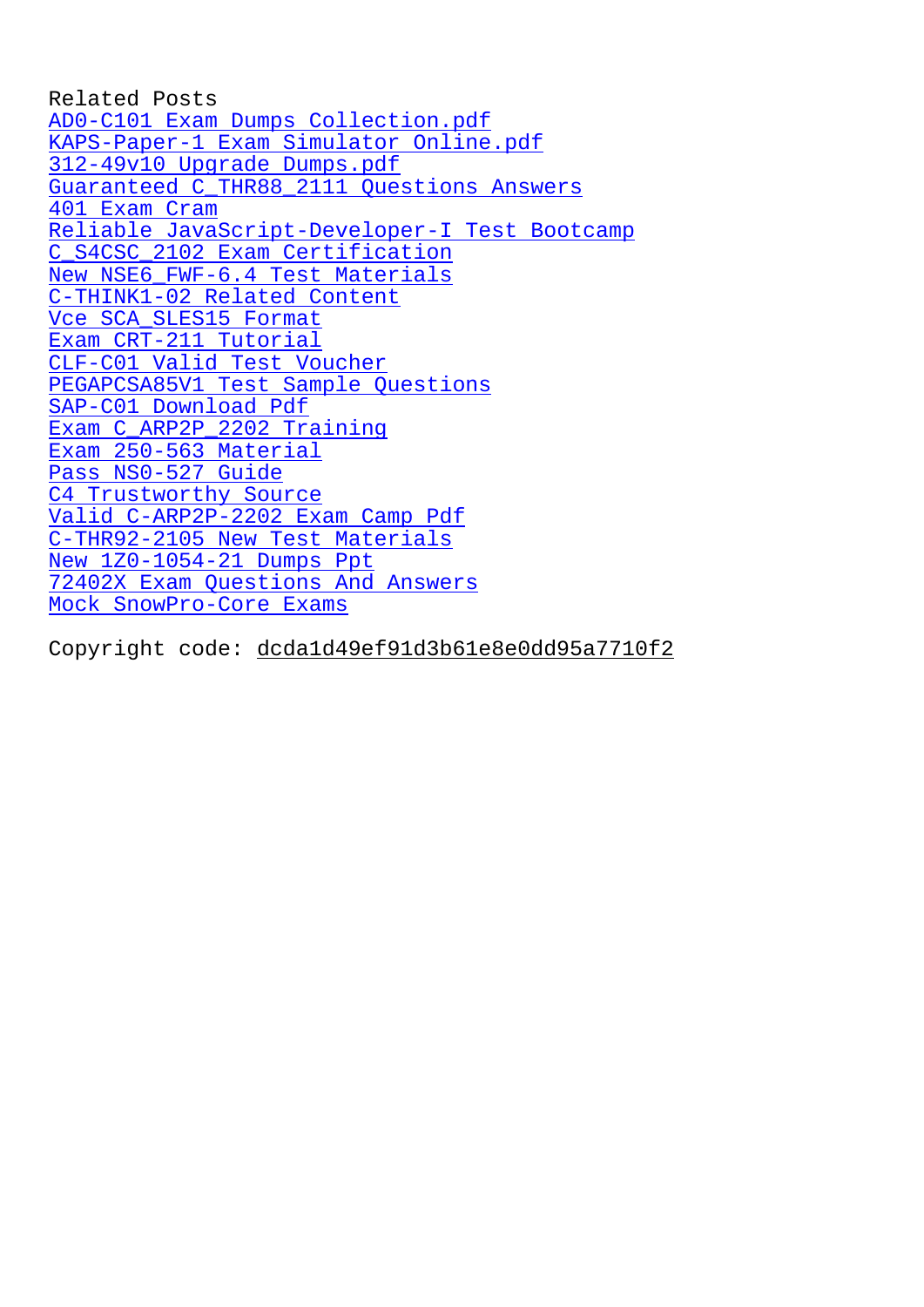Related Posts
AD0-C101 Exam Dumps Collection.pdf
KAPS-Paper-1 Exam Simulator Online.pdf
312-49v10 Upgrade Dumps.pdf
Guaranteed C_THR88_2111 Questions Answers
401 Exam Cram
Reliable JavaScript-Developer-I Test Bootcamp
C_S4CSC_2102 Exam Certification
New NSE6_FWF-6.4 Test Materials
C-THINK1-02 Related Content
Vce SCA_SLES15 Format
Exam CRT-211 Tutorial
CLF-C01 Valid Test Voucher
PEGAPCSA85V1 Test Sample Questions
SAP-C01 Download Pdf
Exam C_ARP2P_2202 Training
Exam 250-563 Material
Pass NS0-527 Guide
C4 Trustworthy Source
Valid C-ARP2P-2202 Exam Camp Pdf
C-THR92-2105 New Test Materials
New 1Z0-1054-21 Dumps Ppt
72402X Exam Questions And Answers
Mock SnowPro-Core Exams

Copyright code: dcda1d49ef91d3b61e8e0dd95a7710f2